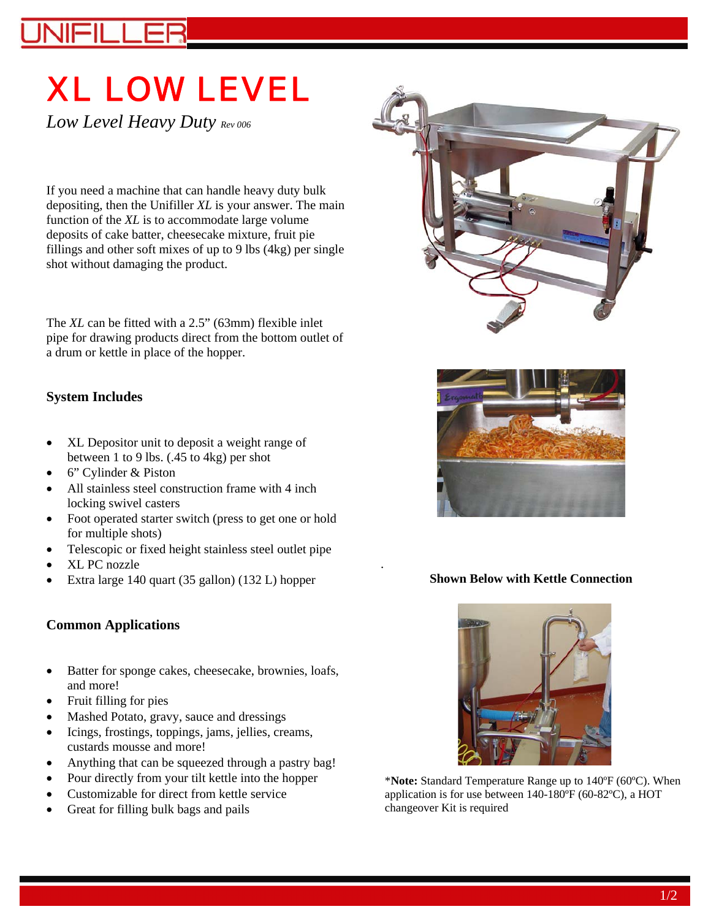# XL LOW LEVEL

*Low Level Heavy Duty* *Rev 006*

If you need a machine that can handle heavy duty bulk depositing, then the Unifiller *XL* is your answer. The main function of the *XL* is to accommodate large volume deposits of cake batter, cheesecake mixture, fruit pie fillings and other soft mixes of up to 9 lbs (4kg) per single shot without damaging the product.

The *XL* can be fitted with a 2.5" (63mm) flexible inlet pipe for drawing products direct from the bottom outlet of a drum or kettle in place of the hopper.

### System Includes

- XL Depositor unit to deposit a weight range of between 1 to 9 lbs. (.45 to 4kg) per shot
- 6" Cylinder & Piston
- All stainless steel construction frame with 4 inch locking swivel casters
- Foot operated starter switch (press to get one or hold for multiple shots)
- Telescopic or fixed height stainless steel outlet pipe
- XL PC nozzle
- Extra large 140 quart (35 gallon) (132 L) hopper

### Common Applications

- Batter for sponge cakes, cheesecake, brownies, loafs, and more!
- Fruit filling for pies
- Mashed Potato, gravy, sauce and dressings
- Icings, frostings, toppings, jams, jellies, creams, custards mousse and more!
- Anything that can be squeezed through a pastry bag!
- Pour directly from your tilt kettle into the hopper
- Customizable for direct from kettle service
- Great for filling bulk bags and pails

**Shown Below with Kettle Connection**

*Note: Standard Temperature Range up to 140ºF (60ºC). When application is for use between 140-180ºF (60-82ºC), a HOT changeover Kit is required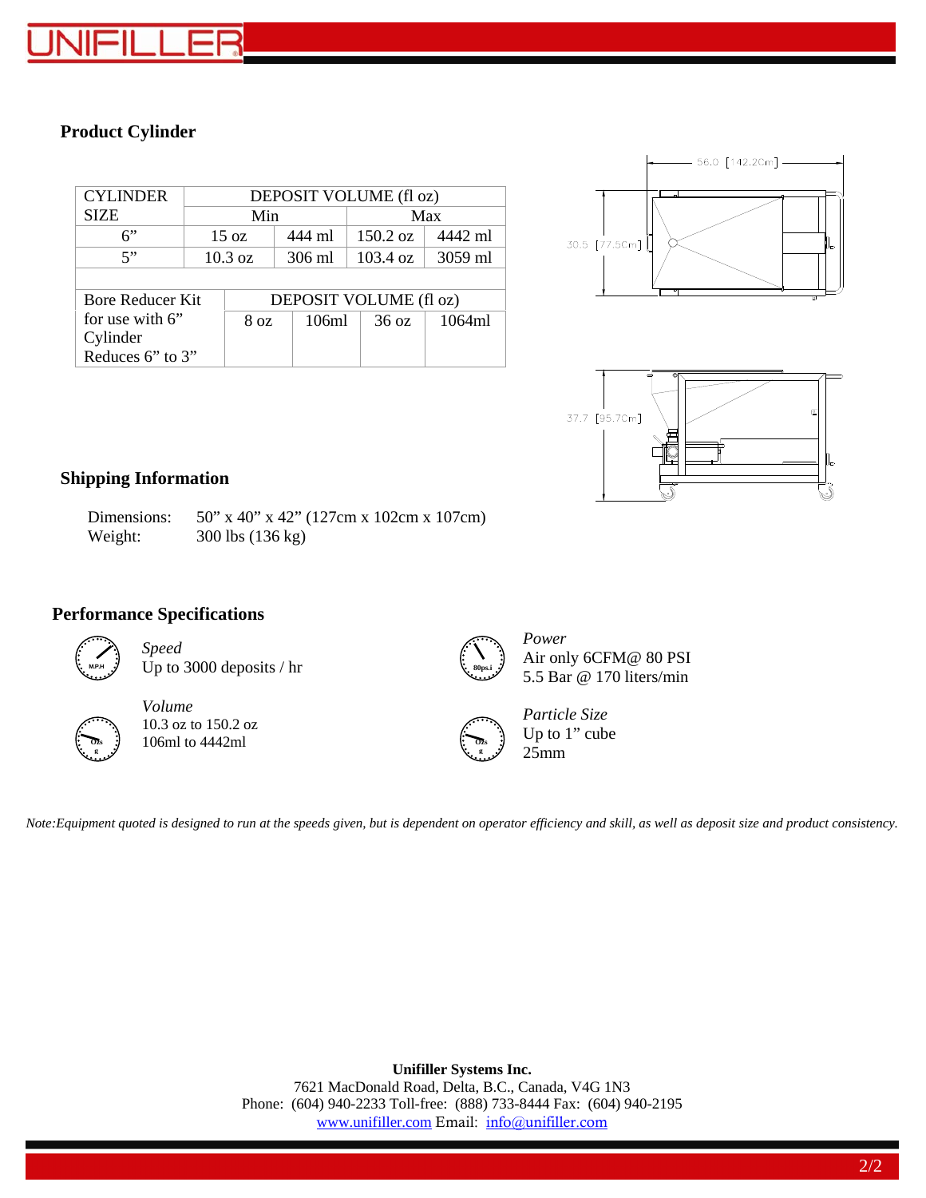### Product Cylinder

| CYLINDER SIZE | DEPOSIT VOLUME (fl oz) | | | |
|---|---|---|---|---|
| | Min | | Max | |
| 6” | 15 oz | 444 ml | 150.2 oz | 4442 ml |
| 5” | 10.3 oz | 306 ml | 103.4 oz | 3059 ml |

| Bore Reducer Kit for use with 6” Cylinder Reduces 6” to 3” | DEPOSIT VOLUME (fl oz) | | | |
|---|---|---|---|---|
| | 8 oz | 106ml | 36 oz | 1064ml |

56.0 [142.20cm]

30.5 [77.50cm]

37.7 [95.70cm]

### Shipping Information

Dimensions: 50” x 40” x 42” (127cm x 102cm x 107cm)
Weight: 300 lbs (136 kg)

### Performance Specifications

*Speed*
Up to 3000 deposits / hr

*Volume*
10.3 oz to 150.2 oz
106ml to 4442ml

*Power*
Air only 6CFM@ 80 PSI
5.5 Bar @ 170 liters/min

*Particle Size*
Up to 1” cube
25mm

*Note:Equipment quoted is designed to run at the speeds given, but is dependent on operator efficiency and skill, as well as deposit size and product consistency.*

**Unifiller Systems Inc.**
7621 MacDonald Road, Delta, B.C., Canada, V4G 1N3
Phone: (604) 940-2233 Toll-free: (888) 733-8444 Fax: (604) 940-2195
www.unifiller.com Email: info@unifiller.com